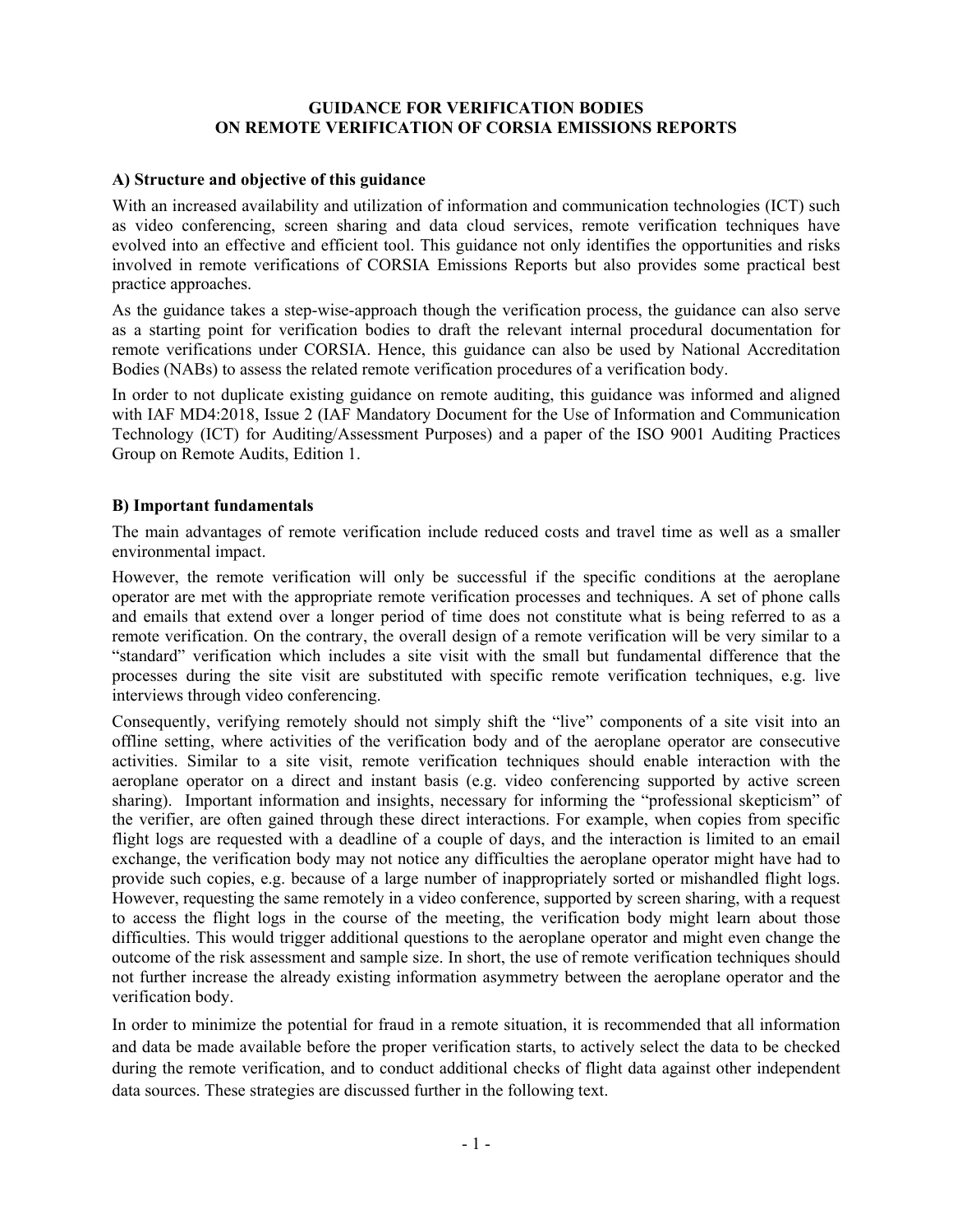# GUIDANCE FOR VERIFICATION BODIES ON REMOTE VERIFICATION OF CORSIA EMISSIONS REPORTS

## A) Structure and objective of this guidance

With an increased availability and utilization of information and communication technologies (ICT) such as video conferencing, screen sharing and data cloud services, remote verification techniques have evolved into an effective and efficient tool. This guidance not only identifies the opportunities and risks involved in remote verifications of CORSIA Emissions Reports but also provides some practical best practice approaches.

As the guidance takes a step-wise-approach though the verification process, the guidance can also serve as a starting point for verification bodies to draft the relevant internal procedural documentation for remote verifications under CORSIA. Hence, this guidance can also be used by National Accreditation Bodies (NABs) to assess the related remote verification procedures of a verification body.

In order to not duplicate existing guidance on remote auditing, this guidance was informed and aligned with IAF MD4:2018, Issue 2 (IAF Mandatory Document for the Use of Information and Communication Technology (ICT) for Auditing/Assessment Purposes) and a paper of the ISO 9001 Auditing Practices Group on Remote Audits, Edition 1.

## B) Important fundamentals

The main advantages of remote verification include reduced costs and travel time as well as a smaller environmental impact.

However, the remote verification will only be successful if the specific conditions at the aeroplane operator are met with the appropriate remote verification processes and techniques. A set of phone calls and emails that extend over a longer period of time does not constitute what is being referred to as a remote verification. On the contrary, the overall design of a remote verification will be very similar to a "standard" verification which includes a site visit with the small but fundamental difference that the processes during the site visit are substituted with specific remote verification techniques, e.g. live interviews through video conferencing.

Consequently, verifying remotely should not simply shift the "live" components of a site visit into an offline setting, where activities of the verification body and of the aeroplane operator are consecutive activities. Similar to a site visit, remote verification techniques should enable interaction with the aeroplane operator on a direct and instant basis (e.g. video conferencing supported by active screen sharing). Important information and insights, necessary for informing the "professional skepticism" of the verifier, are often gained through these direct interactions. For example, when copies from specific flight logs are requested with a deadline of a couple of days, and the interaction is limited to an email exchange, the verification body may not notice any difficulties the aeroplane operator might have had to provide such copies, e.g. because of a large number of inappropriately sorted or mishandled flight logs. However, requesting the same remotely in a video conference, supported by screen sharing, with a request to access the flight logs in the course of the meeting, the verification body might learn about those difficulties. This would trigger additional questions to the aeroplane operator and might even change the outcome of the risk assessment and sample size. In short, the use of remote verification techniques should not further increase the already existing information asymmetry between the aeroplane operator and the verification body.

In order to minimize the potential for fraud in a remote situation, it is recommended that all information and data be made available before the proper verification starts, to actively select the data to be checked during the remote verification, and to conduct additional checks of flight data against other independent data sources. These strategies are discussed further in the following text.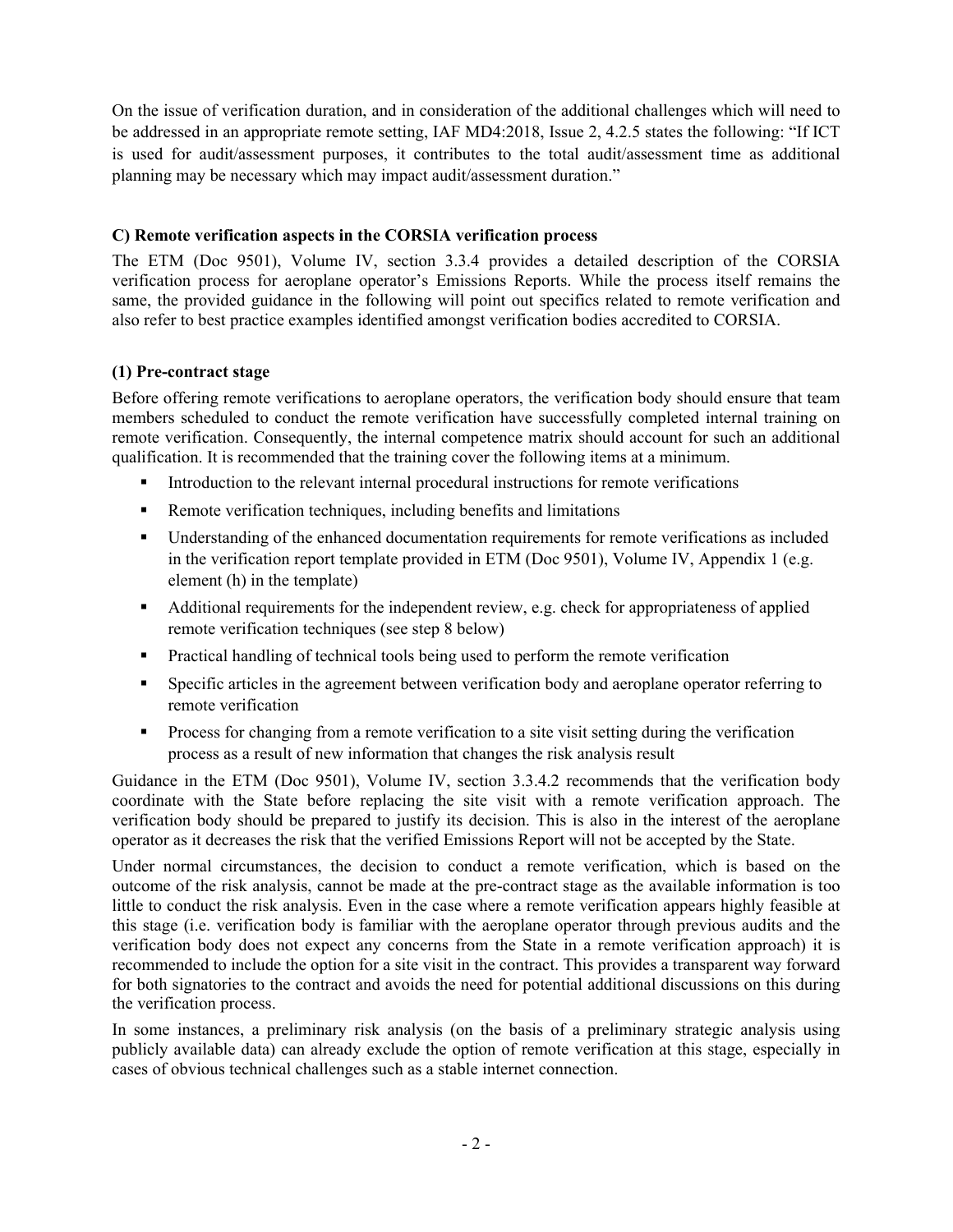On the issue of verification duration, and in consideration of the additional challenges which will need to be addressed in an appropriate remote setting, IAF MD4:2018, Issue 2, 4.2.5 states the following: "If ICT is used for audit/assessment purposes, it contributes to the total audit/assessment time as additional planning may be necessary which may impact audit/assessment duration."

**C) Remote verification aspects in the CORSIA verification process**

The ETM (Doc 9501), Volume IV, section 3.3.4 provides a detailed description of the CORSIA verification process for aeroplane operator's Emissions Reports. While the process itself remains the same, the provided guidance in the following will point out specifics related to remote verification and also refer to best practice examples identified amongst verification bodies accredited to CORSIA.

**(1) Pre-contract stage**

Before offering remote verifications to aeroplane operators, the verification body should ensure that team members scheduled to conduct the remote verification have successfully completed internal training on remote verification. Consequently, the internal competence matrix should account for such an additional qualification. It is recommended that the training cover the following items at a minimum.

- Introduction to the relevant internal procedural instructions for remote verifications
- Remote verification techniques, including benefits and limitations
- Understanding of the enhanced documentation requirements for remote verifications as included in the verification report template provided in ETM (Doc 9501), Volume IV, Appendix 1 (e.g. element (h) in the template)
- Additional requirements for the independent review, e.g. check for appropriateness of applied remote verification techniques (see step 8 below)
- Practical handling of technical tools being used to perform the remote verification
- Specific articles in the agreement between verification body and aeroplane operator referring to remote verification
- Process for changing from a remote verification to a site visit setting during the verification process as a result of new information that changes the risk analysis result

Guidance in the ETM (Doc 9501), Volume IV, section 3.3.4.2 recommends that the verification body coordinate with the State before replacing the site visit with a remote verification approach. The verification body should be prepared to justify its decision. This is also in the interest of the aeroplane operator as it decreases the risk that the verified Emissions Report will not be accepted by the State.

Under normal circumstances, the decision to conduct a remote verification, which is based on the outcome of the risk analysis, cannot be made at the pre-contract stage as the available information is too little to conduct the risk analysis. Even in the case where a remote verification appears highly feasible at this stage (i.e. verification body is familiar with the aeroplane operator through previous audits and the verification body does not expect any concerns from the State in a remote verification approach) it is recommended to include the option for a site visit in the contract. This provides a transparent way forward for both signatories to the contract and avoids the need for potential additional discussions on this during the verification process.

In some instances, a preliminary risk analysis (on the basis of a preliminary strategic analysis using publicly available data) can already exclude the option of remote verification at this stage, especially in cases of obvious technical challenges such as a stable internet connection.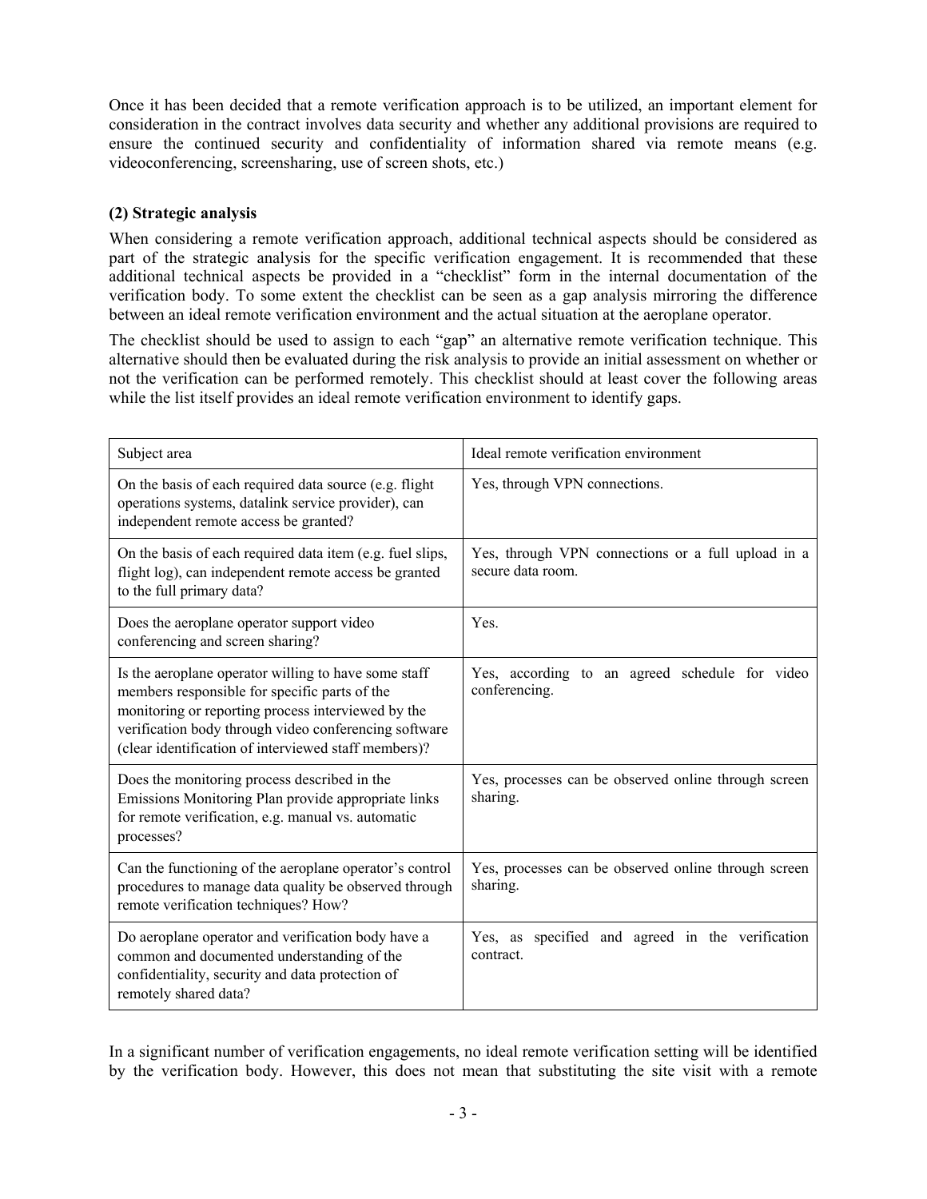Once it has been decided that a remote verification approach is to be utilized, an important element for consideration in the contract involves data security and whether any additional provisions are required to ensure the continued security and confidentiality of information shared via remote means (e.g. videoconferencing, screensharing, use of screen shots, etc.)

**(2) Strategic analysis**

When considering a remote verification approach, additional technical aspects should be considered as part of the strategic analysis for the specific verification engagement. It is recommended that these additional technical aspects be provided in a "checklist" form in the internal documentation of the verification body. To some extent the checklist can be seen as a gap analysis mirroring the difference between an ideal remote verification environment and the actual situation at the aeroplane operator.

The checklist should be used to assign to each "gap" an alternative remote verification technique. This alternative should then be evaluated during the risk analysis to provide an initial assessment on whether or not the verification can be performed remotely. This checklist should at least cover the following areas while the list itself provides an ideal remote verification environment to identify gaps.

| Subject area | Ideal remote verification environment |
|---|---|
| On the basis of each required data source (e.g. flight operations systems, datalink service provider), can independent remote access be granted? | Yes, through VPN connections. |
| On the basis of each required data item (e.g. fuel slips, flight log), can independent remote access be granted to the full primary data? | Yes, through VPN connections or a full upload in a secure data room. |
| Does the aeroplane operator support video conferencing and screen sharing? | Yes. |
| Is the aeroplane operator willing to have some staff members responsible for specific parts of the monitoring or reporting process interviewed by the verification body through video conferencing software (clear identification of interviewed staff members)? | Yes, according to an agreed schedule for video conferencing. |
| Does the monitoring process described in the Emissions Monitoring Plan provide appropriate links for remote verification, e.g. manual vs. automatic processes? | Yes, processes can be observed online through screen sharing. |
| Can the functioning of the aeroplane operator's control procedures to manage data quality be observed through remote verification techniques? How? | Yes, processes can be observed online through screen sharing. |
| Do aeroplane operator and verification body have a common and documented understanding of the confidentiality, security and data protection of remotely shared data? | Yes, as specified and agreed in the verification contract. |

In a significant number of verification engagements, no ideal remote verification setting will be identified by the verification body. However, this does not mean that substituting the site visit with a remote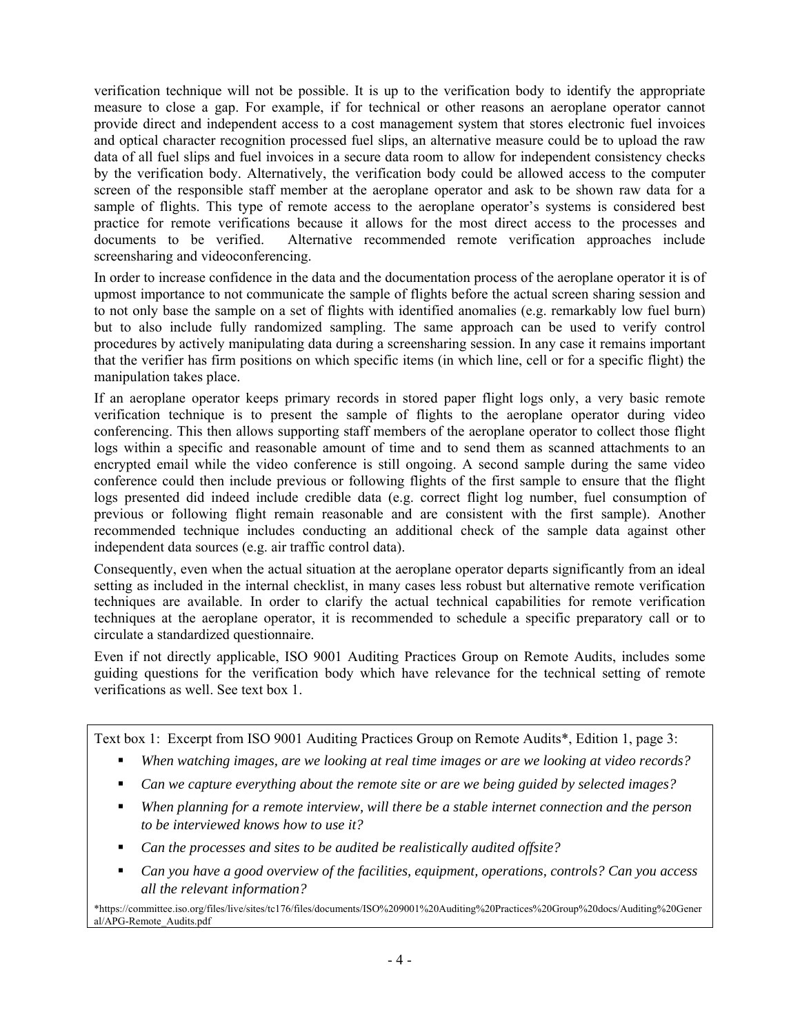verification technique will not be possible. It is up to the verification body to identify the appropriate measure to close a gap. For example, if for technical or other reasons an aeroplane operator cannot provide direct and independent access to a cost management system that stores electronic fuel invoices and optical character recognition processed fuel slips, an alternative measure could be to upload the raw data of all fuel slips and fuel invoices in a secure data room to allow for independent consistency checks by the verification body. Alternatively, the verification body could be allowed access to the computer screen of the responsible staff member at the aeroplane operator and ask to be shown raw data for a sample of flights. This type of remote access to the aeroplane operator's systems is considered best practice for remote verifications because it allows for the most direct access to the processes and documents to be verified. Alternative recommended remote verification approaches include screensharing and videoconferencing.

In order to increase confidence in the data and the documentation process of the aeroplane operator it is of upmost importance to not communicate the sample of flights before the actual screen sharing session and to not only base the sample on a set of flights with identified anomalies (e.g. remarkably low fuel burn) but to also include fully randomized sampling. The same approach can be used to verify control procedures by actively manipulating data during a screensharing session. In any case it remains important that the verifier has firm positions on which specific items (in which line, cell or for a specific flight) the manipulation takes place.

If an aeroplane operator keeps primary records in stored paper flight logs only, a very basic remote verification technique is to present the sample of flights to the aeroplane operator during video conferencing. This then allows supporting staff members of the aeroplane operator to collect those flight logs within a specific and reasonable amount of time and to send them as scanned attachments to an encrypted email while the video conference is still ongoing. A second sample during the same video conference could then include previous or following flights of the first sample to ensure that the flight logs presented did indeed include credible data (e.g. correct flight log number, fuel consumption of previous or following flight remain reasonable and are consistent with the first sample). Another recommended technique includes conducting an additional check of the sample data against other independent data sources (e.g. air traffic control data).

Consequently, even when the actual situation at the aeroplane operator departs significantly from an ideal setting as included in the internal checklist, in many cases less robust but alternative remote verification techniques are available. In order to clarify the actual technical capabilities for remote verification techniques at the aeroplane operator, it is recommended to schedule a specific preparatory call or to circulate a standardized questionnaire.

Even if not directly applicable, ISO 9001 Auditing Practices Group on Remote Audits, includes some guiding questions for the verification body which have relevance for the technical setting of remote verifications as well. See text box 1.

Text box 1: Excerpt from ISO 9001 Auditing Practices Group on Remote Audits*, Edition 1, page 3:

- *When watching images, are we looking at real time images or are we looking at video records?*
- *Can we capture everything about the remote site or are we being guided by selected images?*
- *When planning for a remote interview, will there be a stable internet connection and the person to be interviewed knows how to use it?*
- *Can the processes and sites to be audited be realistically audited offsite?*
- *Can you have a good overview of the facilities, equipment, operations, controls? Can you access all the relevant information?*

*https://committee.iso.org/files/live/sites/tc176/files/documents/ISO%209001%20Auditing%20Practices%20Group%20docs/Auditing%20General/APG-Remote_Audits.pdf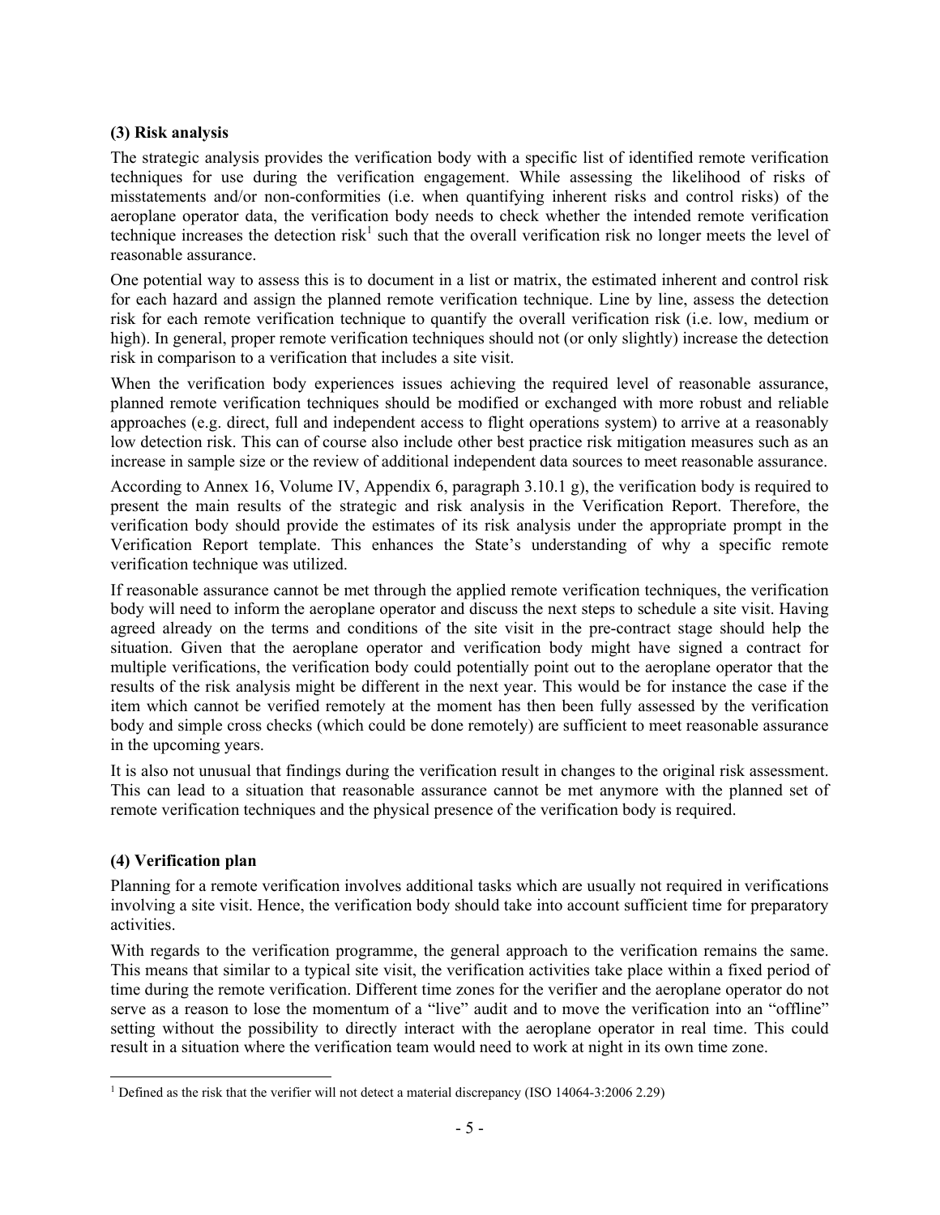**(3) Risk analysis**

The strategic analysis provides the verification body with a specific list of identified remote verification techniques for use during the verification engagement. While assessing the likelihood of risks of misstatements and/or non-conformities (i.e. when quantifying inherent risks and control risks) of the aeroplane operator data, the verification body needs to check whether the intended remote verification technique increases the detection risk[1] such that the overall verification risk no longer meets the level of reasonable assurance.

One potential way to assess this is to document in a list or matrix, the estimated inherent and control risk for each hazard and assign the planned remote verification technique. Line by line, assess the detection risk for each remote verification technique to quantify the overall verification risk (i.e. low, medium or high). In general, proper remote verification techniques should not (or only slightly) increase the detection risk in comparison to a verification that includes a site visit.

When the verification body experiences issues achieving the required level of reasonable assurance, planned remote verification techniques should be modified or exchanged with more robust and reliable approaches (e.g. direct, full and independent access to flight operations system) to arrive at a reasonably low detection risk. This can of course also include other best practice risk mitigation measures such as an increase in sample size or the review of additional independent data sources to meet reasonable assurance.

According to Annex 16, Volume IV, Appendix 6, paragraph 3.10.1 g), the verification body is required to present the main results of the strategic and risk analysis in the Verification Report. Therefore, the verification body should provide the estimates of its risk analysis under the appropriate prompt in the Verification Report template. This enhances the State's understanding of why a specific remote verification technique was utilized.

If reasonable assurance cannot be met through the applied remote verification techniques, the verification body will need to inform the aeroplane operator and discuss the next steps to schedule a site visit. Having agreed already on the terms and conditions of the site visit in the pre-contract stage should help the situation. Given that the aeroplane operator and verification body might have signed a contract for multiple verifications, the verification body could potentially point out to the aeroplane operator that the results of the risk analysis might be different in the next year. This would be for instance the case if the item which cannot be verified remotely at the moment has then been fully assessed by the verification body and simple cross checks (which could be done remotely) are sufficient to meet reasonable assurance in the upcoming years.

It is also not unusual that findings during the verification result in changes to the original risk assessment. This can lead to a situation that reasonable assurance cannot be met anymore with the planned set of remote verification techniques and the physical presence of the verification body is required.

**(4) Verification plan**

Planning for a remote verification involves additional tasks which are usually not required in verifications involving a site visit. Hence, the verification body should take into account sufficient time for preparatory activities.

With regards to the verification programme, the general approach to the verification remains the same. This means that similar to a typical site visit, the verification activities take place within a fixed period of time during the remote verification. Different time zones for the verifier and the aeroplane operator do not serve as a reason to lose the momentum of a "live" audit and to move the verification into an "offline" setting without the possibility to directly interact with the aeroplane operator in real time. This could result in a situation where the verification team would need to work at night in its own time zone.

[1] Defined as the risk that the verifier will not detect a material discrepancy (ISO 14064-3:2006 2.29)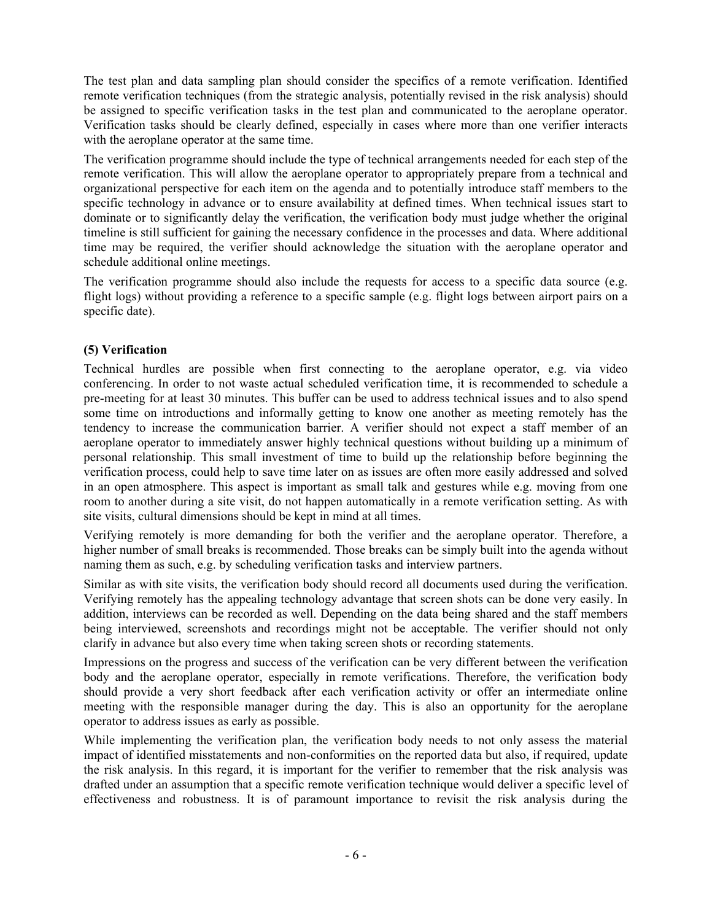The test plan and data sampling plan should consider the specifics of a remote verification. Identified remote verification techniques (from the strategic analysis, potentially revised in the risk analysis) should be assigned to specific verification tasks in the test plan and communicated to the aeroplane operator. Verification tasks should be clearly defined, especially in cases where more than one verifier interacts with the aeroplane operator at the same time.

The verification programme should include the type of technical arrangements needed for each step of the remote verification. This will allow the aeroplane operator to appropriately prepare from a technical and organizational perspective for each item on the agenda and to potentially introduce staff members to the specific technology in advance or to ensure availability at defined times. When technical issues start to dominate or to significantly delay the verification, the verification body must judge whether the original timeline is still sufficient for gaining the necessary confidence in the processes and data. Where additional time may be required, the verifier should acknowledge the situation with the aeroplane operator and schedule additional online meetings.

The verification programme should also include the requests for access to a specific data source (e.g. flight logs) without providing a reference to a specific sample (e.g. flight logs between airport pairs on a specific date).

**(5) Verification**

Technical hurdles are possible when first connecting to the aeroplane operator, e.g. via video conferencing. In order to not waste actual scheduled verification time, it is recommended to schedule a pre-meeting for at least 30 minutes. This buffer can be used to address technical issues and to also spend some time on introductions and informally getting to know one another as meeting remotely has the tendency to increase the communication barrier. A verifier should not expect a staff member of an aeroplane operator to immediately answer highly technical questions without building up a minimum of personal relationship. This small investment of time to build up the relationship before beginning the verification process, could help to save time later on as issues are often more easily addressed and solved in an open atmosphere. This aspect is important as small talk and gestures while e.g. moving from one room to another during a site visit, do not happen automatically in a remote verification setting. As with site visits, cultural dimensions should be kept in mind at all times.

Verifying remotely is more demanding for both the verifier and the aeroplane operator. Therefore, a higher number of small breaks is recommended. Those breaks can be simply built into the agenda without naming them as such, e.g. by scheduling verification tasks and interview partners.

Similar as with site visits, the verification body should record all documents used during the verification. Verifying remotely has the appealing technology advantage that screen shots can be done very easily. In addition, interviews can be recorded as well. Depending on the data being shared and the staff members being interviewed, screenshots and recordings might not be acceptable. The verifier should not only clarify in advance but also every time when taking screen shots or recording statements.

Impressions on the progress and success of the verification can be very different between the verification body and the aeroplane operator, especially in remote verifications. Therefore, the verification body should provide a very short feedback after each verification activity or offer an intermediate online meeting with the responsible manager during the day. This is also an opportunity for the aeroplane operator to address issues as early as possible.

While implementing the verification plan, the verification body needs to not only assess the material impact of identified misstatements and non-conformities on the reported data but also, if required, update the risk analysis. In this regard, it is important for the verifier to remember that the risk analysis was drafted under an assumption that a specific remote verification technique would deliver a specific level of effectiveness and robustness. It is of paramount importance to revisit the risk analysis during the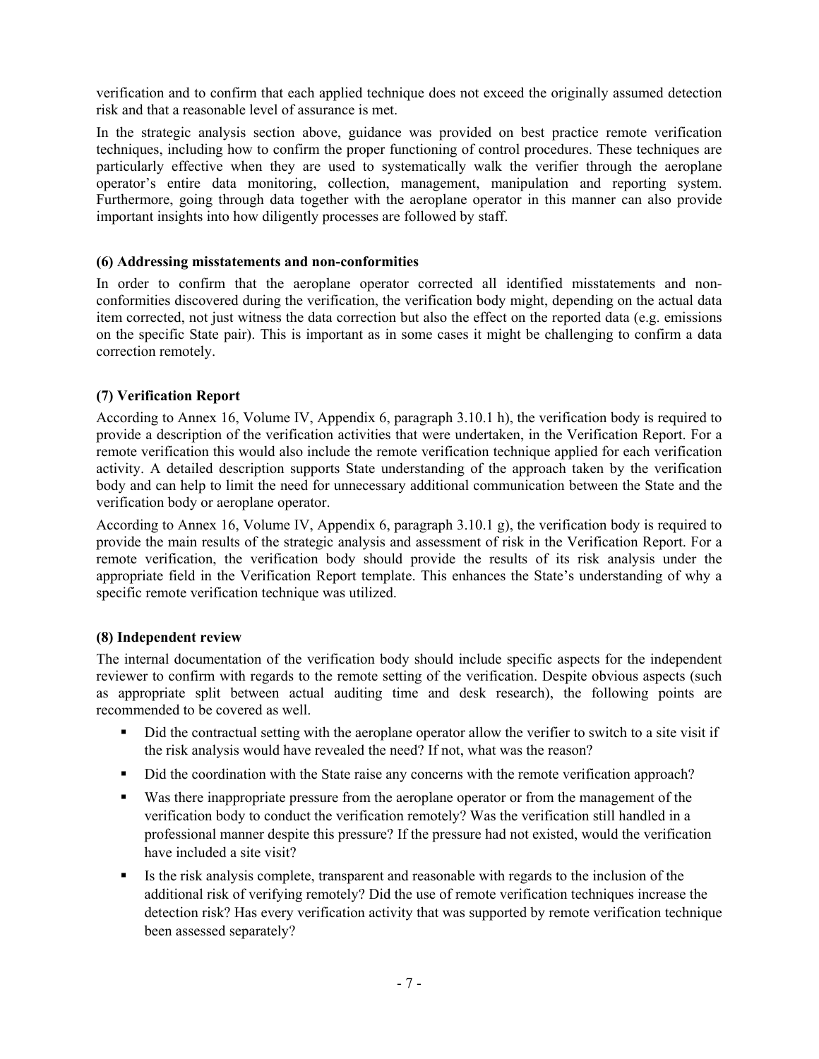verification and to confirm that each applied technique does not exceed the originally assumed detection risk and that a reasonable level of assurance is met.

In the strategic analysis section above, guidance was provided on best practice remote verification techniques, including how to confirm the proper functioning of control procedures. These techniques are particularly effective when they are used to systematically walk the verifier through the aeroplane operator's entire data monitoring, collection, management, manipulation and reporting system. Furthermore, going through data together with the aeroplane operator in this manner can also provide important insights into how diligently processes are followed by staff.

**(6) Addressing misstatements and non-conformities**

In order to confirm that the aeroplane operator corrected all identified misstatements and non-conformities discovered during the verification, the verification body might, depending on the actual data item corrected, not just witness the data correction but also the effect on the reported data (e.g. emissions on the specific State pair). This is important as in some cases it might be challenging to confirm a data correction remotely.

**(7) Verification Report**

According to Annex 16, Volume IV, Appendix 6, paragraph 3.10.1 h), the verification body is required to provide a description of the verification activities that were undertaken, in the Verification Report. For a remote verification this would also include the remote verification technique applied for each verification activity. A detailed description supports State understanding of the approach taken by the verification body and can help to limit the need for unnecessary additional communication between the State and the verification body or aeroplane operator.

According to Annex 16, Volume IV, Appendix 6, paragraph 3.10.1 g), the verification body is required to provide the main results of the strategic analysis and assessment of risk in the Verification Report. For a remote verification, the verification body should provide the results of its risk analysis under the appropriate field in the Verification Report template. This enhances the State's understanding of why a specific remote verification technique was utilized.

**(8) Independent review**

The internal documentation of the verification body should include specific aspects for the independent reviewer to confirm with regards to the remote setting of the verification. Despite obvious aspects (such as appropriate split between actual auditing time and desk research), the following points are recommended to be covered as well.

- Did the contractual setting with the aeroplane operator allow the verifier to switch to a site visit if the risk analysis would have revealed the need? If not, what was the reason?
- Did the coordination with the State raise any concerns with the remote verification approach?
- Was there inappropriate pressure from the aeroplane operator or from the management of the verification body to conduct the verification remotely? Was the verification still handled in a professional manner despite this pressure? If the pressure had not existed, would the verification have included a site visit?
- Is the risk analysis complete, transparent and reasonable with regards to the inclusion of the additional risk of verifying remotely? Did the use of remote verification techniques increase the detection risk? Has every verification activity that was supported by remote verification technique been assessed separately?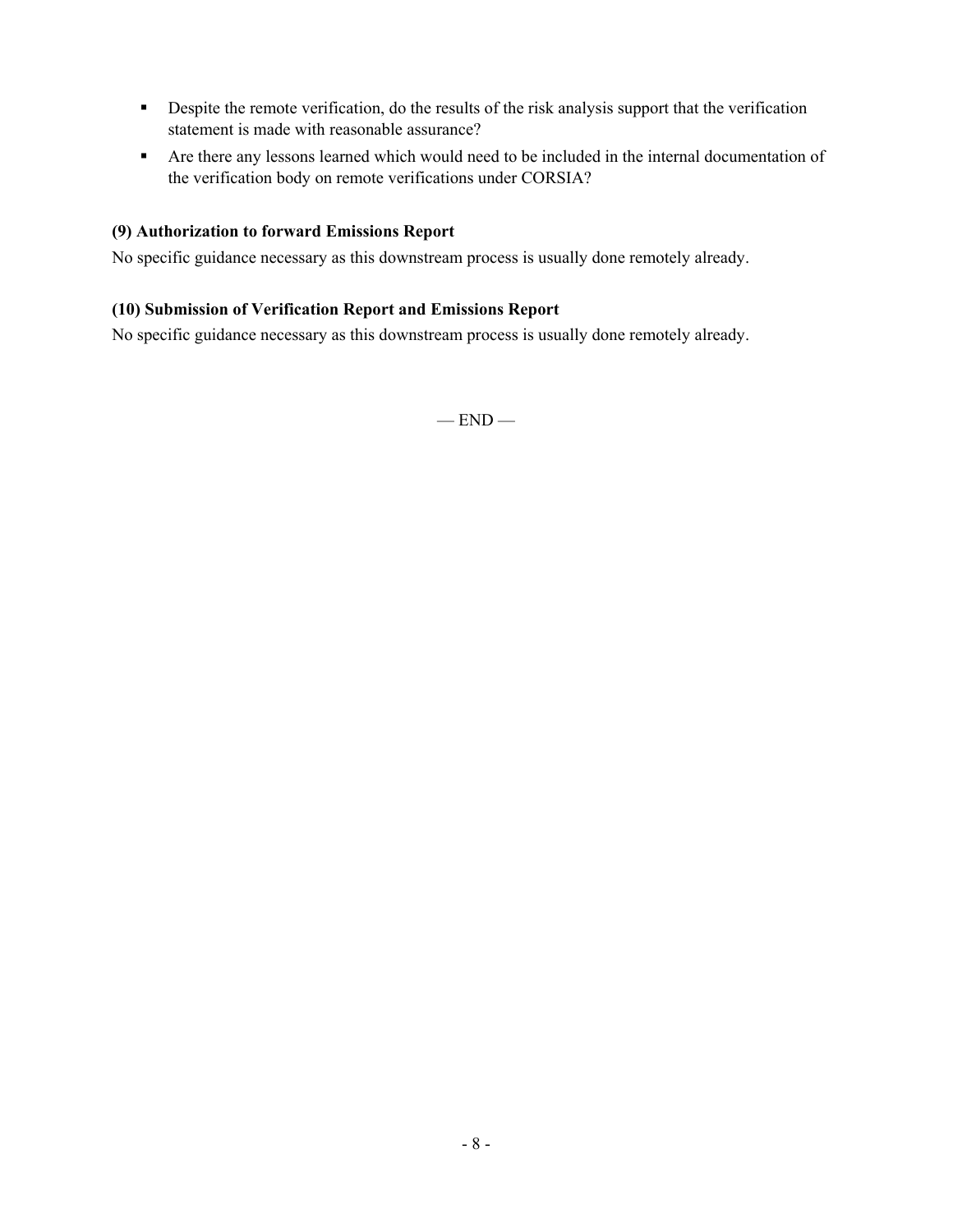- Despite the remote verification, do the results of the risk analysis support that the verification statement is made with reasonable assurance?
- Are there any lessons learned which would need to be included in the internal documentation of the verification body on remote verifications under CORSIA?

**(9) Authorization to forward Emissions Report**

No specific guidance necessary as this downstream process is usually done remotely already.

**(10) Submission of Verification Report and Emissions Report**

No specific guidance necessary as this downstream process is usually done remotely already.

— END —